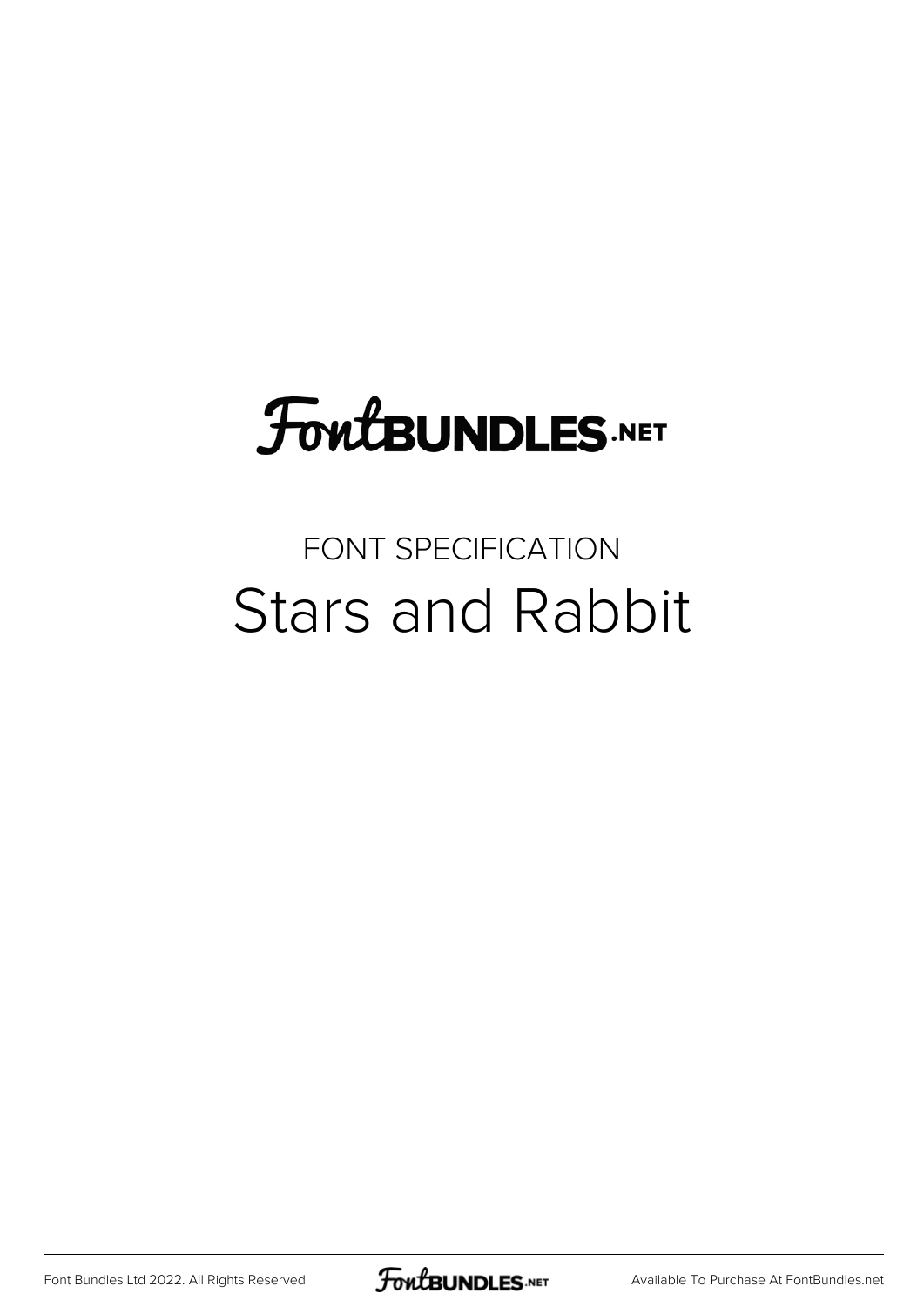FontBUNDLES.NET

FONT SPECIFICATION

# Stars and Rabbit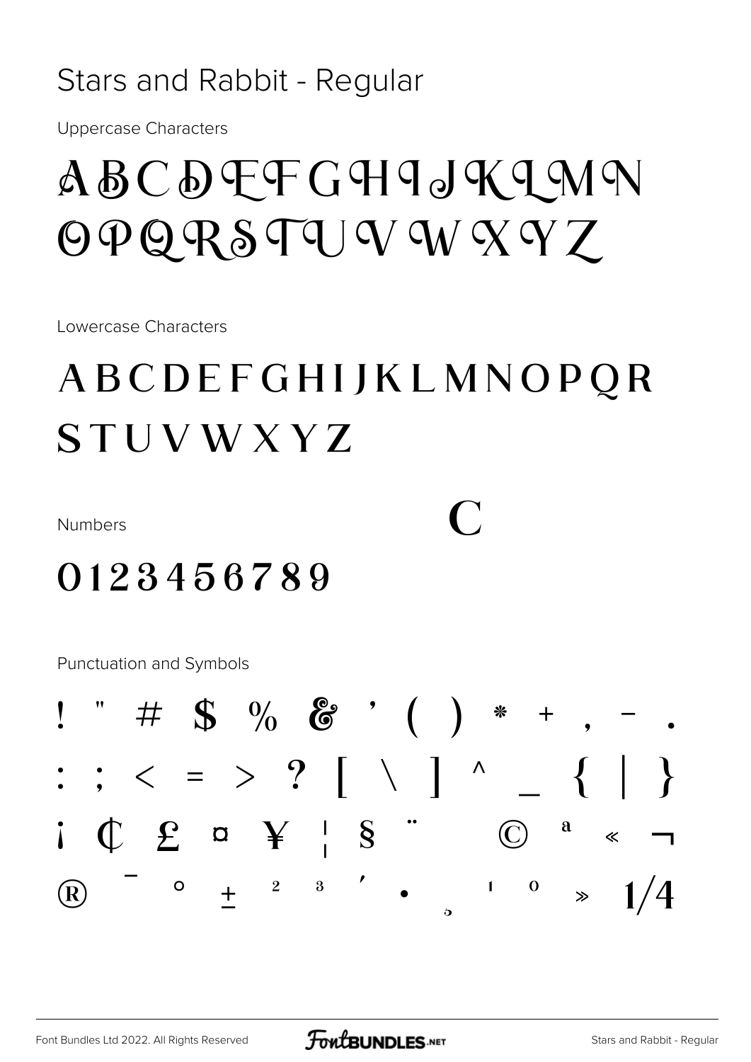Stars and Rabbit - Regular

Uppercase Characters

# A B C D E F G H I J K L M N O P Q R S T U V W X Y Z

Lowercase Characters

# A B C D E F G H I J K L M N O P Q R S T U V W X Y Z

Numbers

# 0 1 2 3 4 5 6 7 8 9

Punctuation and Symbols

! " # $ % & ' ( ) * + , - .

: ; < = > ? [ \ ] ^ _ { | }

¡ ¢ £ ¤ ¥ ¦ § ¨ © ª « ¬

® ¯ ° ± ² ³ ´ · ¸ ¹ º » ¼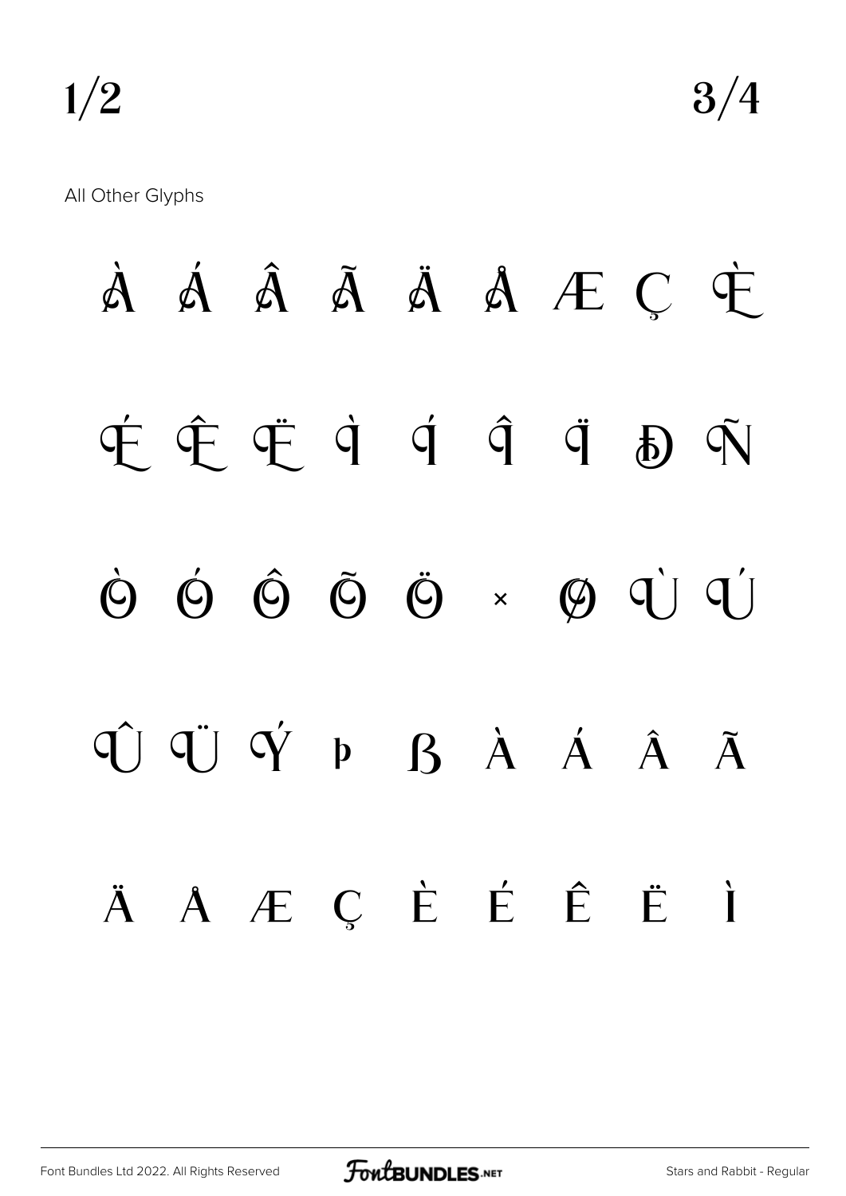1/2 3/4

All Other Glyphs

À Á Â Ã Ä Å Æ Ç È

É Ê Ë Ì Í Î Ï Ð Ñ

Ò Ó Ô Õ Ö × Ø Ù Ú

Û Ü Ý Þ ß à á â ã

ä å æ ç è é ê ë ì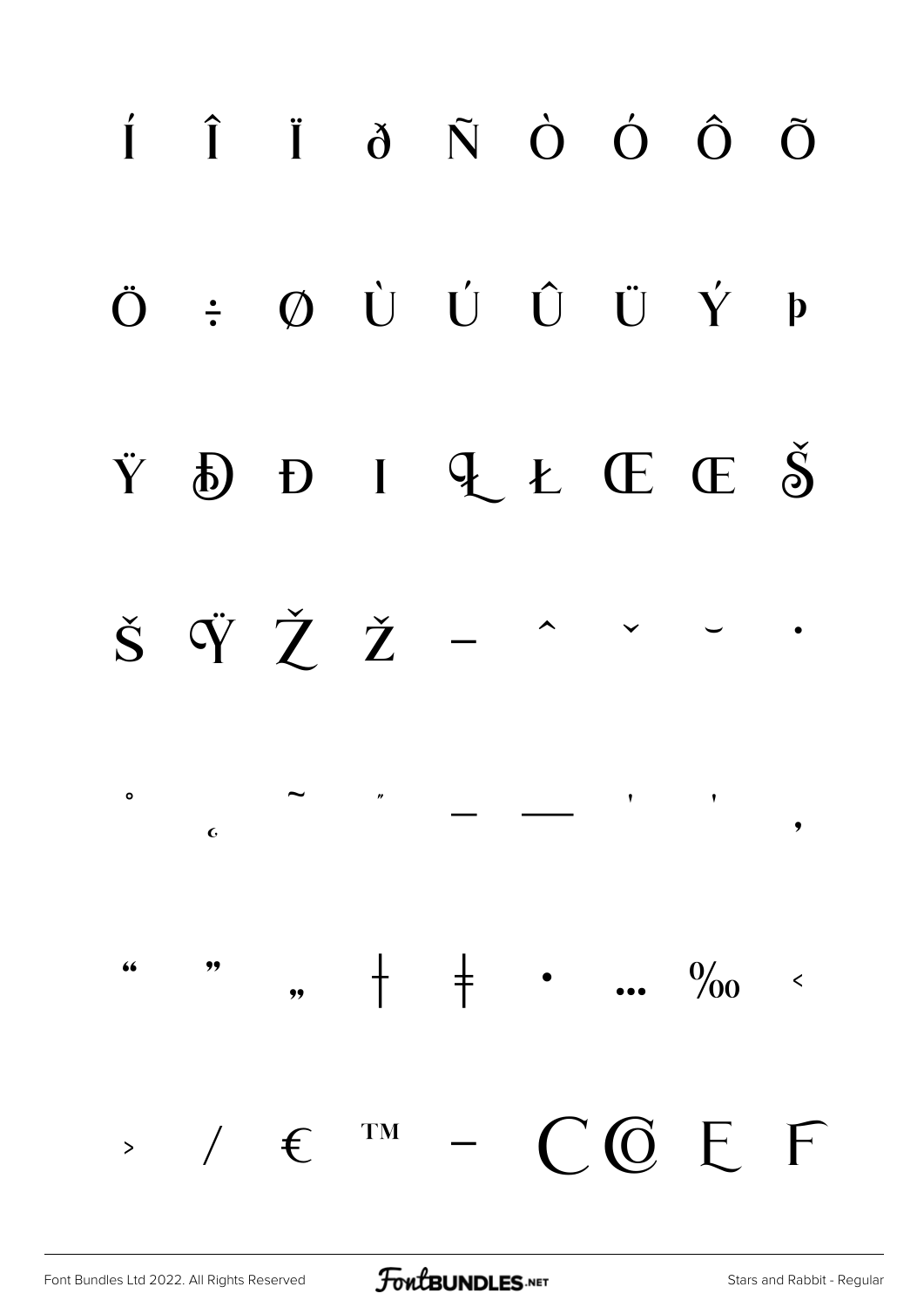Í Î Ï ð Ñ Ò Ó Ô Õ

Ö ÷ Ø Ù Ú Û Ü Ý þ

Ÿ Đ Đ I Ł Ł Œ Œ Š

š Ÿ Ž ž – ˆ ˇ ˘ ˙

˚ ˛ ˜ ˝ – — ' ' ‚

" " „ † ‡ • … ‰ ‹

› ⁄ € ™ − C C E F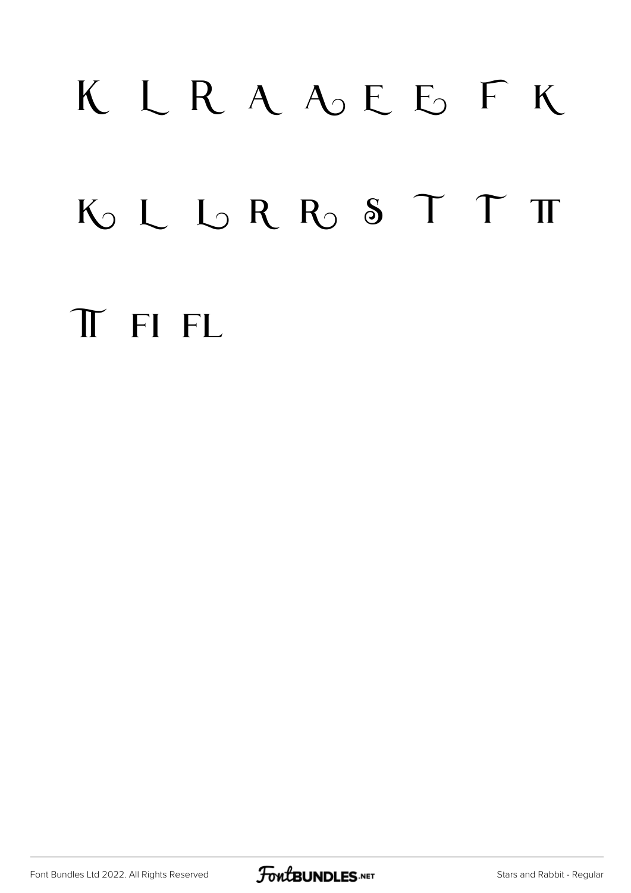K L R A A E E F K

K L L R R S T T TT

TT FI FL